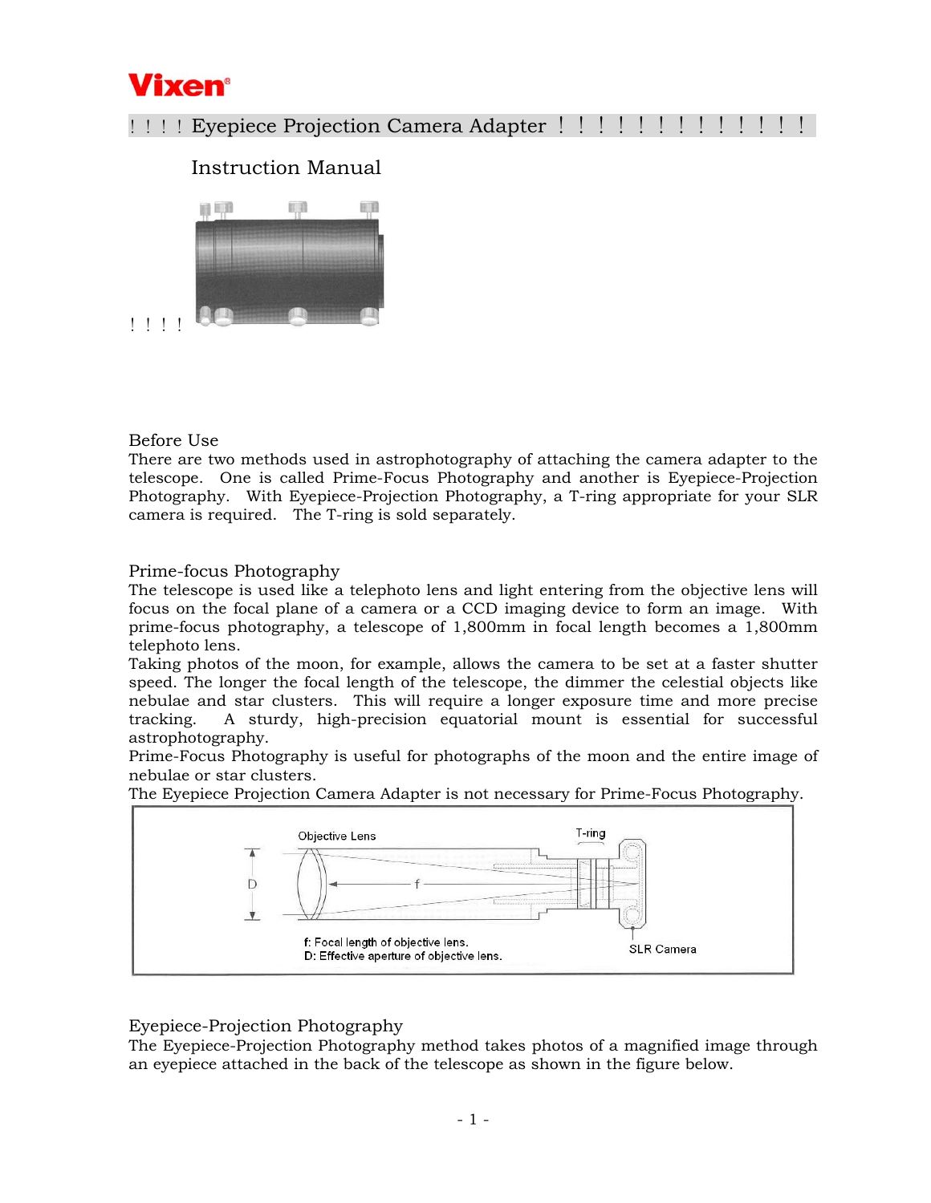Vixen

# Eyepiece Projection Camera Adapter

## Instruction Manual

### Before Use

There are two methods used in astrophotography of attaching the camera adapter to the telescope. One is called Prime-Focus Photography and another is Eyepiece-Projection Photography. With Eyepiece-Projection Photography, a T-ring appropriate for your SLR camera is required. The T-ring is sold separately.

### Prime-focus Photography

The telescope is used like a telephoto lens and light entering from the objective lens will focus on the focal plane of a camera or a CCD imaging device to form an image. With prime-focus photography, a telescope of 1,800mm in focal length becomes a 1,800mm telephoto lens.

Taking photos of the moon, for example, allows the camera to be set at a faster shutter speed. The longer the focal length of the telescope, the dimmer the celestial objects like nebulae and star clusters. This will require a longer exposure time and more precise tracking. A sturdy, high-precision equatorial mount is essential for successful astrophotography.

Prime-Focus Photography is useful for photographs of the moon and the entire image of nebulae or star clusters.

The Eyepiece Projection Camera Adapter is not necessary for Prime-Focus Photography.

Objective Lens — T-ring — SLR Camera

f: Focal length of objective lens.
D: Effective aperture of objective lens.

### Eyepiece-Projection Photography

The Eyepiece-Projection Photography method takes photos of a magnified image through an eyepiece attached in the back of the telescope as shown in the figure below.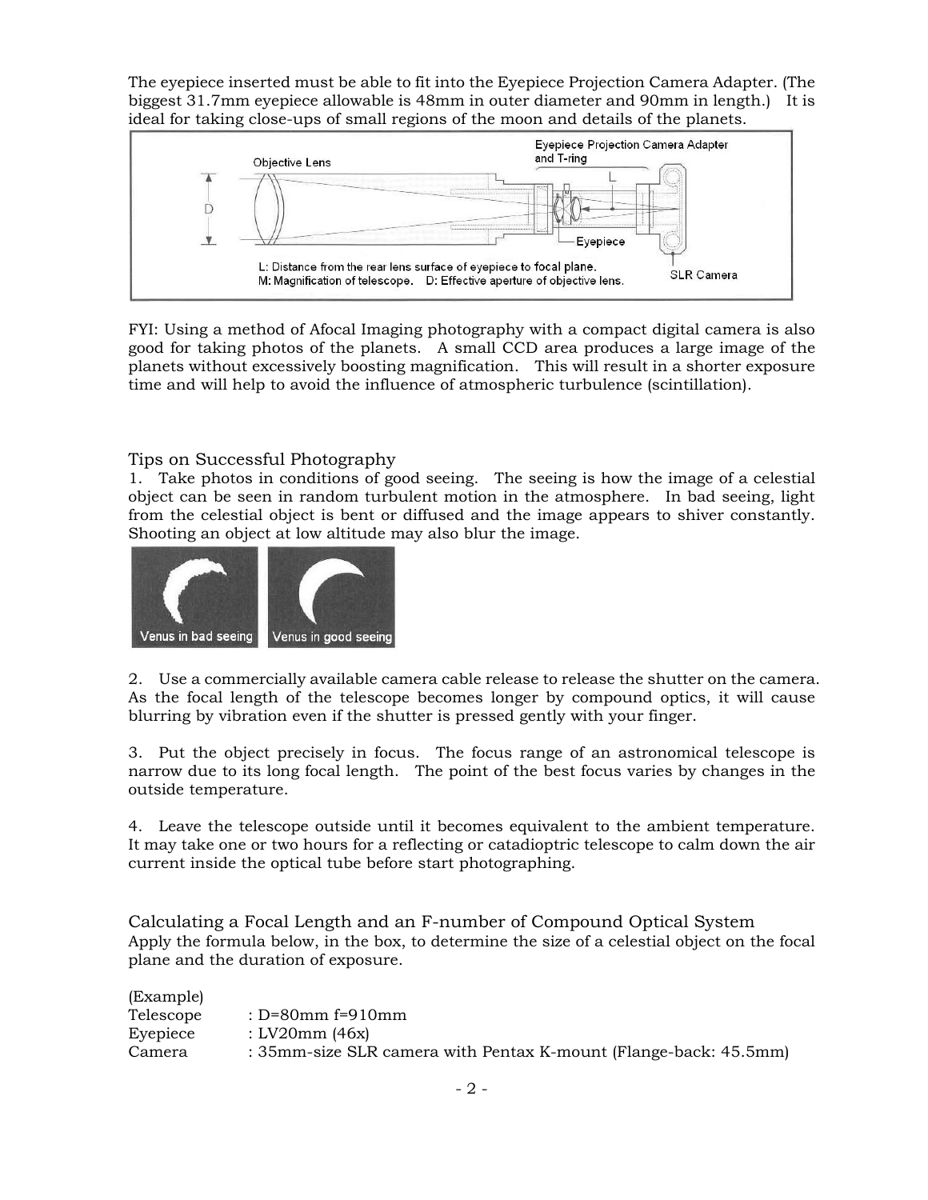The eyepiece inserted must be able to fit into the Eyepiece Projection Camera Adapter. (The biggest 31.7mm eyepiece allowable is 48mm in outer diameter and 90mm in length.) It is ideal for taking close-ups of small regions of the moon and details of the planets.

L: Distance from the rear lens surface of eyepiece to focal plane.
M: Magnification of telescope. D: Effective aperture of objective lens.

FYI: Using a method of Afocal Imaging photography with a compact digital camera is also good for taking photos of the planets. A small CCD area produces a large image of the planets without excessively boosting magnification. This will result in a shorter exposure time and will help to avoid the influence of atmospheric turbulence (scintillation).

## Tips on Successful Photography

1. Take photos in conditions of good seeing. The seeing is how the image of a celestial object can be seen in random turbulent motion in the atmosphere. In bad seeing, light from the celestial object is bent or diffused and the image appears to shiver constantly. Shooting an object at low altitude may also blur the image.

Venus in bad seeing    Venus in good seeing

2. Use a commercially available camera cable release to release the shutter on the camera. As the focal length of the telescope becomes longer by compound optics, it will cause blurring by vibration even if the shutter is pressed gently with your finger.

3. Put the object precisely in focus. The focus range of an astronomical telescope is narrow due to its long focal length. The point of the best focus varies by changes in the outside temperature.

4. Leave the telescope outside until it becomes equivalent to the ambient temperature. It may take one or two hours for a reflecting or catadioptric telescope to calm down the air current inside the optical tube before start photographing.

## Calculating a Focal Length and an F-number of Compound Optical System

Apply the formula below, in the box, to determine the size of a celestial object on the focal plane and the duration of exposure.

(Example)
Telescope : D=80mm f=910mm
Eyepiece : LV20mm (46x)
Camera : 35mm-size SLR camera with Pentax K-mount (Flange-back: 45.5mm)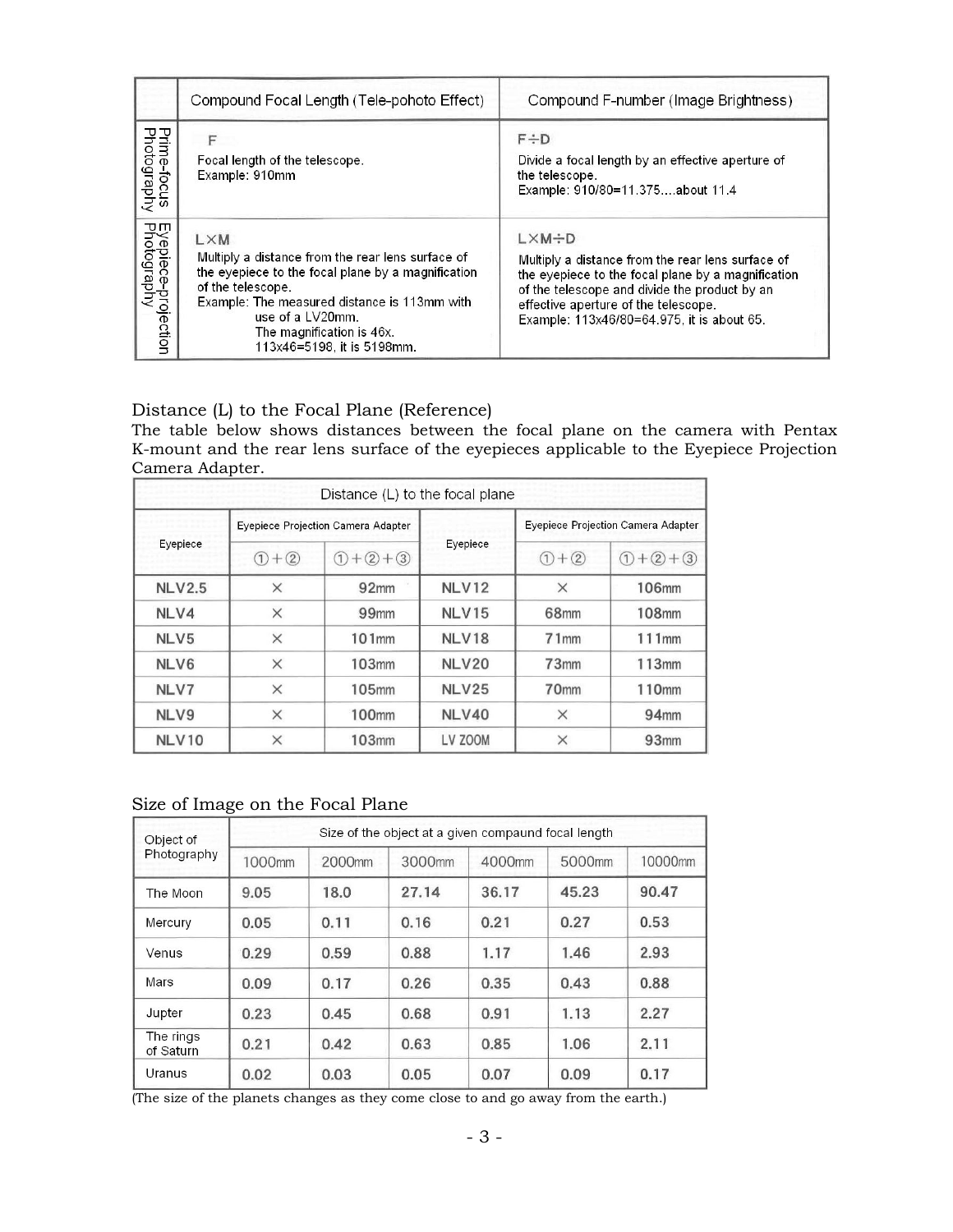| | Compound Focal Length (Tele-pohoto Effect) | Compound F-number (Image Brightness) |
|---|---|---|
| Prime-focus Photography | F<br>Focal length of the telescope.<br>Example: 910mm | F÷D<br>Divide a focal length by an effective aperture of the telescope.<br>Example: 910/80=11.375....about 11.4 |
| Eyepiece-projection Photography | L×M<br>Multiply a distance from the rear lens surface of the eyepiece to the focal plane by a magnification of the telescope.<br>Example: The measured distance is 113mm with use of a LV20mm.<br>The magnification is 46x.<br>113x46=5198, it is 5198mm. | L×M÷D<br>Multiply a distance from the rear lens surface of the eyepiece to the focal plane by a magnification of the telescope and divide the product by an effective aperture of the telescope.<br>Example: 113x46/80=64.975, it is about 65. |

Distance (L) to the Focal Plane (Reference)

The table below shows distances between the focal plane on the camera with Pentax K-mount and the rear lens surface of the eyepieces applicable to the Eyepiece Projection Camera Adapter.

| Distance (L) to the focal plane | | | | | |
|---|---|---|---|---|---|
| Eyepiece | Eyepiece Projection Camera Adapter | | Eyepiece | Eyepiece Projection Camera Adapter | |
| | ①+② | ①+②+③ | | ①+② | ①+②+③ |
| NLV2.5 | × | 92mm | NLV12 | × | 106mm |
| NLV4 | × | 99mm | NLV15 | 68mm | 108mm |
| NLV5 | × | 101mm | NLV18 | 71mm | 111mm |
| NLV6 | × | 103mm | NLV20 | 73mm | 113mm |
| NLV7 | × | 105mm | NLV25 | 70mm | 110mm |
| NLV9 | × | 100mm | NLV40 | × | 94mm |
| NLV10 | × | 103mm | LV ZOOM | × | 93mm |

Size of Image on the Focal Plane

| Object of Photography | Size of the object at a given compaund focal length | | | | | |
|---|---|---|---|---|---|---|
| | 1000mm | 2000mm | 3000mm | 4000mm | 5000mm | 10000mm |
| The Moon | 9.05 | 18.0 | 27.14 | 36.17 | 45.23 | 90.47 |
| Mercury | 0.05 | 0.11 | 0.16 | 0.21 | 0.27 | 0.53 |
| Venus | 0.29 | 0.59 | 0.88 | 1.17 | 1.46 | 2.93 |
| Mars | 0.09 | 0.17 | 0.26 | 0.35 | 0.43 | 0.88 |
| Jupter | 0.23 | 0.45 | 0.68 | 0.91 | 1.13 | 2.27 |
| The rings of Saturn | 0.21 | 0.42 | 0.63 | 0.85 | 1.06 | 2.11 |
| Uranus | 0.02 | 0.03 | 0.05 | 0.07 | 0.09 | 0.17 |

(The size of the planets changes as they come close to and go away from the earth.)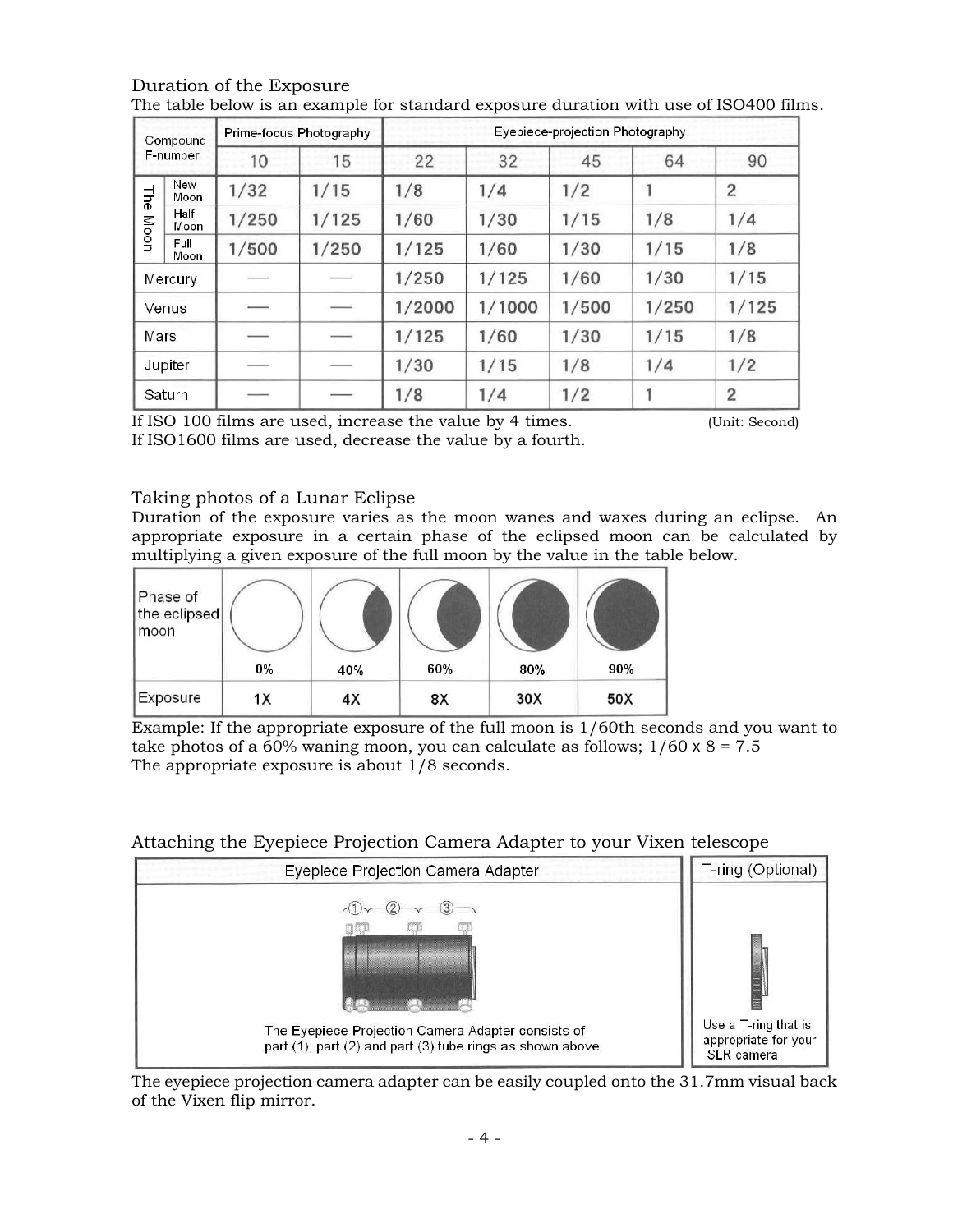## Duration of the Exposure

The table below is an example for standard exposure duration with use of ISO400 films.

| Compound F-number | | Prime-focus Photography | | Eyepiece-projection Photography | | | | |
|---|---|---|---|---|---|---|---|---|
| | | 10 | 15 | 22 | 32 | 45 | 64 | 90 |
| The Moon | New Moon | 1/32 | 1/15 | 1/8 | 1/4 | 1/2 | 1 | 2 |
| | Half Moon | 1/250 | 1/125 | 1/60 | 1/30 | 1/15 | 1/8 | 1/4 |
| | Full Moon | 1/500 | 1/250 | 1/125 | 1/60 | 1/30 | 1/15 | 1/8 |
| Mercury | | — | — | 1/250 | 1/125 | 1/60 | 1/30 | 1/15 |
| Venus | | — | — | 1/2000 | 1/1000 | 1/500 | 1/250 | 1/125 |
| Mars | | — | — | 1/125 | 1/60 | 1/30 | 1/15 | 1/8 |
| Jupiter | | — | — | 1/30 | 1/15 | 1/8 | 1/4 | 1/2 |
| Saturn | | — | — | 1/8 | 1/4 | 1/2 | 1 | 2 |

If ISO 100 films are used, increase the value by 4 times. (Unit: Second)
If ISO1600 films are used, decrease the value by a fourth.

## Taking photos of a Lunar Eclipse

Duration of the exposure varies as the moon wanes and waxes during an eclipse. An appropriate exposure in a certain phase of the eclipsed moon can be calculated by multiplying a given exposure of the full moon by the value in the table below.

| Phase of the eclipsed moon | 0% | 40% | 60% | 80% | 90% |
|---|---|---|---|---|---|
| Exposure | 1X | 4X | 8X | 30X | 50X |

Example: If the appropriate exposure of the full moon is 1/60th seconds and you want to take photos of a 60% waning moon, you can calculate as follows; 1/60 x 8 = 7.5
The appropriate exposure is about 1/8 seconds.

## Attaching the Eyepiece Projection Camera Adapter to your Vixen telescope

| Eyepiece Projection Camera Adapter | T-ring (Optional) |
|---|---|
| The Eyepiece Projection Camera Adapter consists of part (1), part (2) and part (3) tube rings as shown above. | Use a T-ring that is appropriate for your SLR camera. |

The eyepiece projection camera adapter can be easily coupled onto the 31.7mm visual back of the Vixen flip mirror.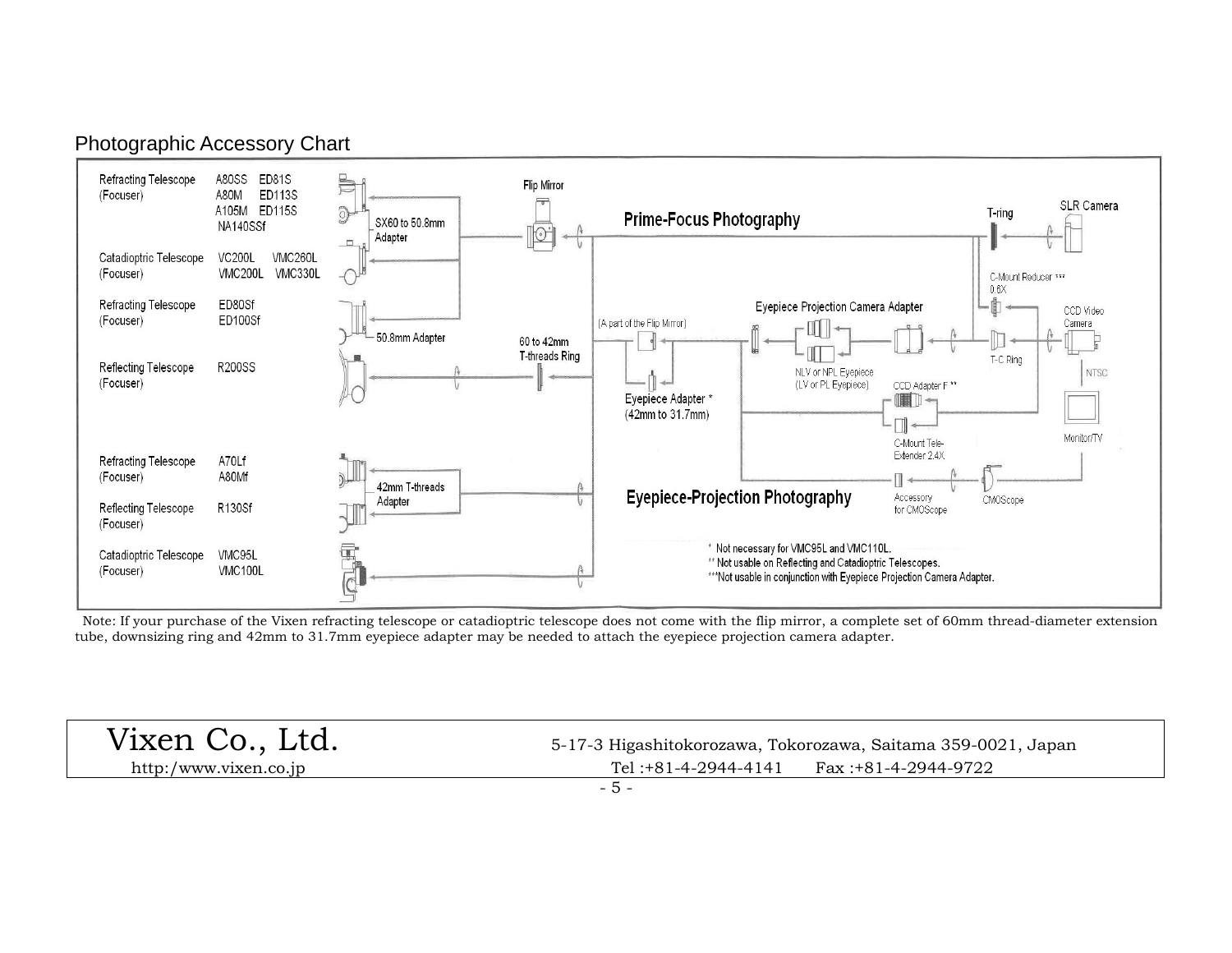## Photographic Accessory Chart

Refracting Telescope (Focuser) A80SS ED81S A80M ED113S A105M ED115S NA140SSf

Catadioptric Telescope (Focuser) VC200L VMC260L VMC200L VMC330L

Refracting Telescope (Focuser) ED80Sf ED100Sf

Reflecting Telescope (Focuser) R200SS

Refracting Telescope (Focuser) A70Lf A80Mf

Reflecting Telescope (Focuser) R130Sf

Catadioptric Telescope (Focuser) VMC95L VMC100L

SX60 to 50.8mm Adapter

50.8mm Adapter

42mm T-threads Adapter

Flip Mirror

60 to 42mm T-threads Ring

(A part of the Flip Mirror)

Eyepiece Adapter * (42mm to 31.7mm)

Prime-Focus Photography

T-ring

SLR Camera

C-Mount Reducer *** 0.6X

CCD Video Camera

T-C Ring

NTSC

Monitor/TV

Eyepiece Projection Camera Adapter

NLV or NPL Eyepiece (LV or PL Eyepiece)

CCD Adapter F **

C-Mount Tele-Extender 2.4X

Eyepiece-Projection Photography

Accessory for CMOScope

CMOScope

\* Not necessary for VMC95L and VMC110L.
\** Not usable on Reflecting and Catadioptric Telescopes.
\***Not usable in conjunction with Eyepiece Projection Camera Adapter.

Note: If your purchase of the Vixen refracting telescope or catadioptric telescope does not come with the flip mirror, a complete set of 60mm thread-diameter extension tube, downsizing ring and 42mm to 31.7mm eyepiece adapter may be needed to attach the eyepiece projection camera adapter.

Vixen Co., Ltd.
http:/www.vixen.co.jp

5-17-3 Higashitokorozawa, Tokorozawa, Saitama 359-0021, Japan
Tel :+81-4-2944-4141 Fax :+81-4-2944-9722